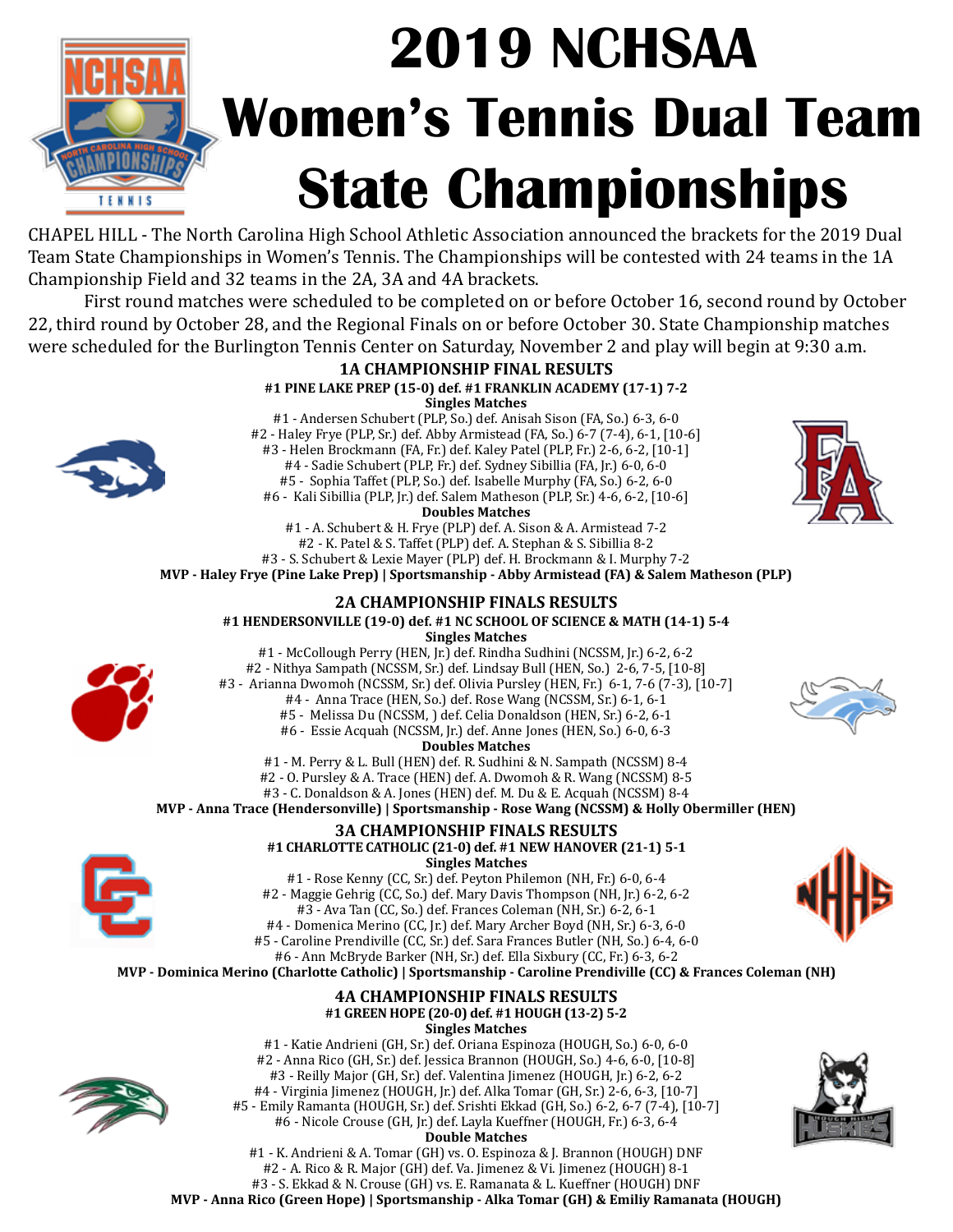# 2019 NCHSAA Women's Tennis Dual Team State Championships

CHAPEL HILL - The North Carolina High School Athletic Association announced the brackets for the 2019 Dual Team State Championships in Women's Tennis. The Championships will be contested with 24 teams in the 1A Championship Field and 32 teams in the 2A, 3A and 4A brackets.

First round matches were scheduled to be completed on or before October 16, second round by October 22, third round by October 28, and the Regional Finals on or before October 30. State Championship matches were scheduled for the Burlington Tennis Center on Saturday, November 2 and play will begin at 9:30 a.m.

## 1A CHAMPIONSHIP FINAL RESULTS

**#1 PINE LAKE PREP (15-0) def. #1 FRANKLIN ACADEMY (17-1) 7-2**

**Singles Matches**

#1 - Andersen Schubert (PLP, So.) def. Anisah Sison (FA, So.) 6-3, 6-0
#2 - Haley Frye (PLP, Sr.) def. Abby Armistead (FA, So.) 6-7 (7-4), 6-1, [10-6]
#3 - Helen Brockmann (FA, Fr.) def. Kaley Patel (PLP, Fr.) 2-6, 6-2, [10-1]
#4 - Sadie Schubert (PLP, Fr.) def. Sydney Sibillia (FA, Jr.) 6-0, 6-0
#5 - Sophia Taffet (PLP, So.) def. Isabelle Murphy (FA, So.) 6-2, 6-0
#6 - Kali Sibillia (PLP, Jr.) def. Salem Matheson (PLP, Sr.) 4-6, 6-2, [10-6]

**Doubles Matches**

#1 - A. Schubert & H. Frye (PLP) def. A. Sison & A. Armistead 7-2
#2 - K. Patel & S. Taffet (PLP) def. A. Stephan & S. Sibillia 8-2
#3 - S. Schubert & Lexie Mayer (PLP) def. H. Brockmann & I. Murphy 7-2

**MVP - Haley Frye (Pine Lake Prep) | Sportsmanship - Abby Armistead (FA) & Salem Matheson (PLP)**

## 2A CHAMPIONSHIP FINALS RESULTS

**#1 HENDERSONVILLE (19-0) def. #1 NC SCHOOL OF SCIENCE & MATH (14-1) 5-4**

**Singles Matches**

#1 - McCollough Perry (HEN, Jr.) def. Rindha Sudhini (NCSSM, Jr.) 6-2, 6-2
#2 - Nithya Sampath (NCSSM, Sr.) def. Lindsay Bull (HEN, So.) 2-6, 7-5, [10-8]
#3 - Arianna Dwomoh (NCSSM, Sr.) def. Olivia Pursley (HEN, Fr.) 6-1, 7-6 (7-3), [10-7]
#4 - Anna Trace (HEN, So.) def. Rose Wang (NCSSM, Sr.) 6-1, 6-1
#5 - Melissa Du (NCSSM, ) def. Celia Donaldson (HEN, Sr.) 6-2, 6-1
#6 - Essie Acquah (NCSSM, Jr.) def. Anne Jones (HEN, So.) 6-0, 6-3

**Doubles Matches**

#1 - M. Perry & L. Bull (HEN) def. R. Sudhini & N. Sampath (NCSSM) 8-4
#2 - O. Pursley & A. Trace (HEN) def. A. Dwomoh & R. Wang (NCSSM) 8-5
#3 - C. Donaldson & A. Jones (HEN) def. M. Du & E. Acquah (NCSSM) 8-4

**MVP - Anna Trace (Hendersonville) | Sportsmanship - Rose Wang (NCSSM) & Holly Obermiller (HEN)**

## 3A CHAMPIONSHIP FINALS RESULTS

**#1 CHARLOTTE CATHOLIC (21-0) def. #1 NEW HANOVER (21-1) 5-1**

**Singles Matches**

#1 - Rose Kenny (CC, Sr.) def. Peyton Philemon (NH, Fr.) 6-0, 6-4
#2 - Maggie Gehrig (CC, So.) def. Mary Davis Thompson (NH, Jr.) 6-2, 6-2
#3 - Ava Tan (CC, So.) def. Frances Coleman (NH, Sr.) 6-2, 6-1
#4 - Domenica Merino (CC, Jr.) def. Mary Archer Boyd (NH, Sr.) 6-3, 6-0
#5 - Caroline Prendiville (CC, Sr.) def. Sara Frances Butler (NH, So.) 6-4, 6-0
#6 - Ann McBryde Barker (NH, Sr.) def. Ella Sixbury (CC, Fr.) 6-3, 6-2

**MVP - Dominica Merino (Charlotte Catholic) | Sportsmanship - Caroline Prendiville (CC) & Frances Coleman (NH)**

## 4A CHAMPIONSHIP FINALS RESULTS

**#1 GREEN HOPE (20-0) def. #1 HOUGH (13-2) 5-2**

**Singles Matches**

#1 - Katie Andrieni (GH, Sr.) def. Oriana Espinoza (HOUGH, So.) 6-0, 6-0
#2 - Anna Rico (GH, Sr.) def. Jessica Brannon (HOUGH, So.) 4-6, 6-0, [10-8]
#3 - Reilly Major (GH, Sr.) def. Valentina Jimenez (HOUGH, Jr.) 6-2, 6-2
#4 - Virginia Jimenez (HOUGH, Jr.) def. Alka Tomar (GH, Sr.) 2-6, 6-3, [10-7]
#5 - Emily Ramanta (HOUGH, Sr.) def. Srishti Ekkad (GH, So.) 6-2, 6-7 (7-4), [10-7]
#6 - Nicole Crouse (GH, Jr.) def. Layla Kueffner (HOUGH, Fr.) 6-3, 6-4

**Double Matches**

#1 - K. Andrieni & A. Tomar (GH) vs. O. Espinoza & J. Brannon (HOUGH) DNF
#2 - A. Rico & R. Major (GH) def. Va. Jimenez & Vi. Jimenez (HOUGH) 8-1
#3 - S. Ekkad & N. Crouse (GH) vs. E. Ramanata & L. Kueffner (HOUGH) DNF

**MVP - Anna Rico (Green Hope) | Sportsmanship - Alka Tomar (GH) & Emiliy Ramanata (HOUGH)**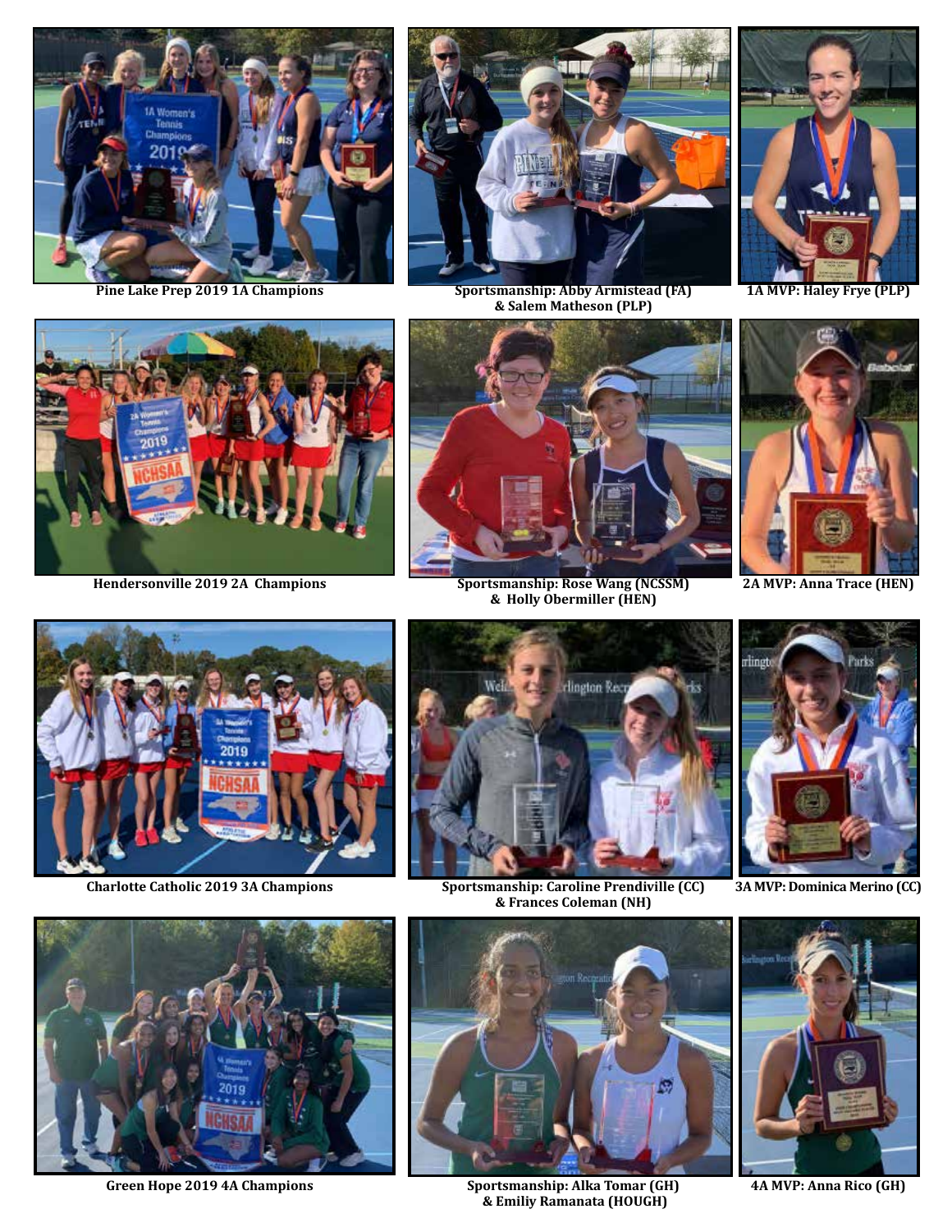Pine Lake Prep 2019 1A Champions

Sportsmanship: Abby Armistead (FA) & Salem Matheson (PLP)

1A MVP: Haley Frye (PLP)

Hendersonville 2019 2A Champions

Sportsmanship: Rose Wang (NCSSM) & Holly Obermiller (HEN)

2A MVP: Anna Trace (HEN)

Charlotte Catholic 2019 3A Champions

Sportsmanship: Caroline Prendiville (CC) & Frances Coleman (NH)

3A MVP: Dominica Merino (CC)

Green Hope 2019 4A Champions

Sportsmanship: Alka Tomar (GH) & Emiliy Ramanata (HOUGH)

4A MVP: Anna Rico (GH)